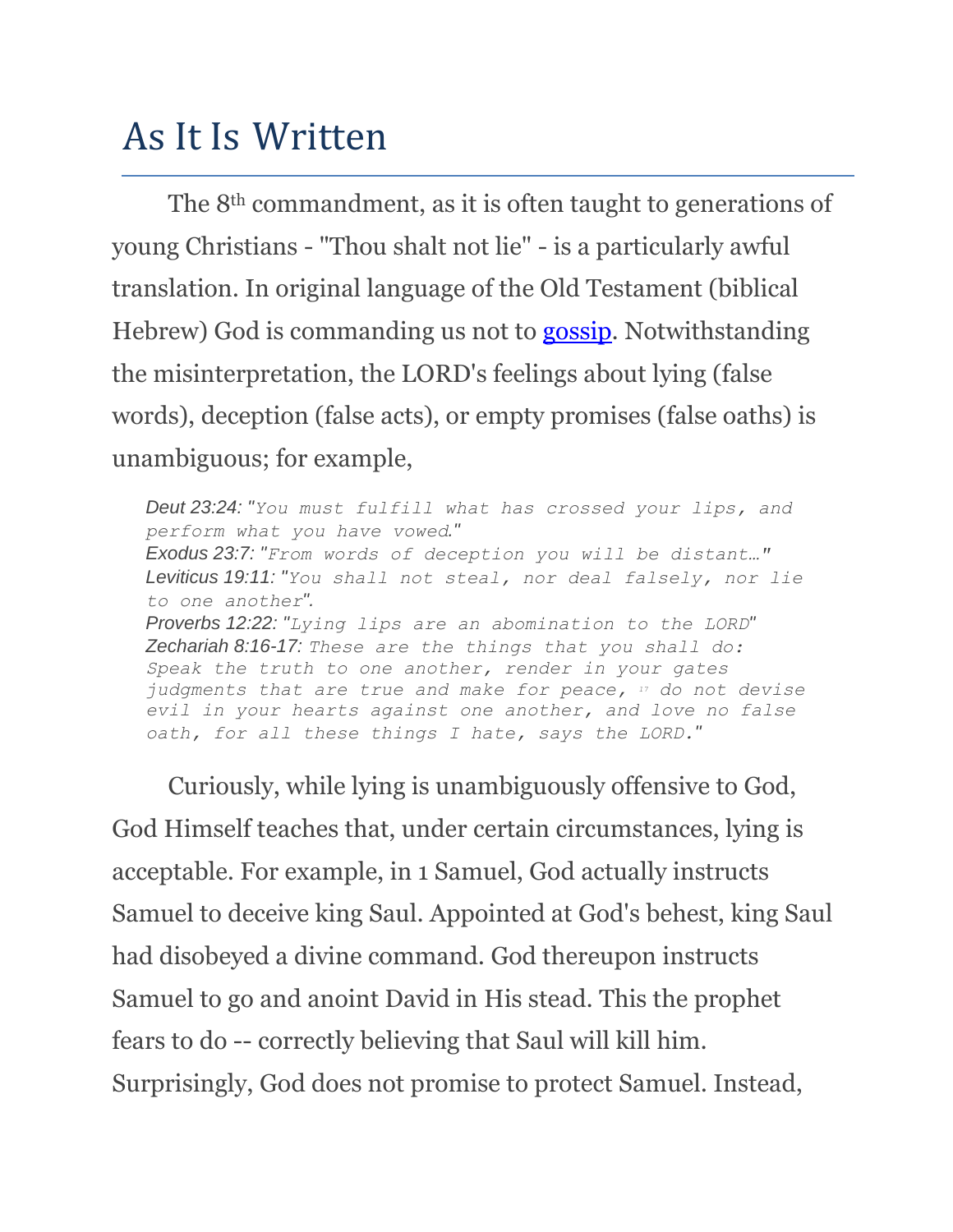# As It Is Written

The 8th commandment, as it is often taught to generations of young Christians - "Thou shalt not lie" - is a particularly awful translation. In original language of the Old Testament (biblical Hebrew) God is commanding us not to gossip. Notwithstanding the misinterpretation, the LORD's feelings about lying (false words), deception (false acts), or empty promises (false oaths) is unambiguous; for example,

> *Deut 23:24: "You must fulfill what has crossed your lips, and perform what you have vowed."*
> *Exodus 23:7: "From words of deception you will be distant…"*
> *Leviticus 19:11: "You shall not steal, nor deal falsely, nor lie to one another".*
> *Proverbs 12:22: "Lying lips are an abomination to the LORD"*
> *Zechariah 8:16-17: These are the things that you shall do: Speak the truth to one another, render in your gates judgments that are true and make for peace, [17] do not devise evil in your hearts against one another, and love no false oath, for all these things I hate, says the LORD."*

Curiously, while lying is unambiguously offensive to God, God Himself teaches that, under certain circumstances, lying is acceptable. For example, in 1 Samuel, God actually instructs Samuel to deceive king Saul. Appointed at God's behest, king Saul had disobeyed a divine command. God thereupon instructs Samuel to go and anoint David in His stead. This the prophet fears to do -- correctly believing that Saul will kill him. Surprisingly, God does not promise to protect Samuel. Instead,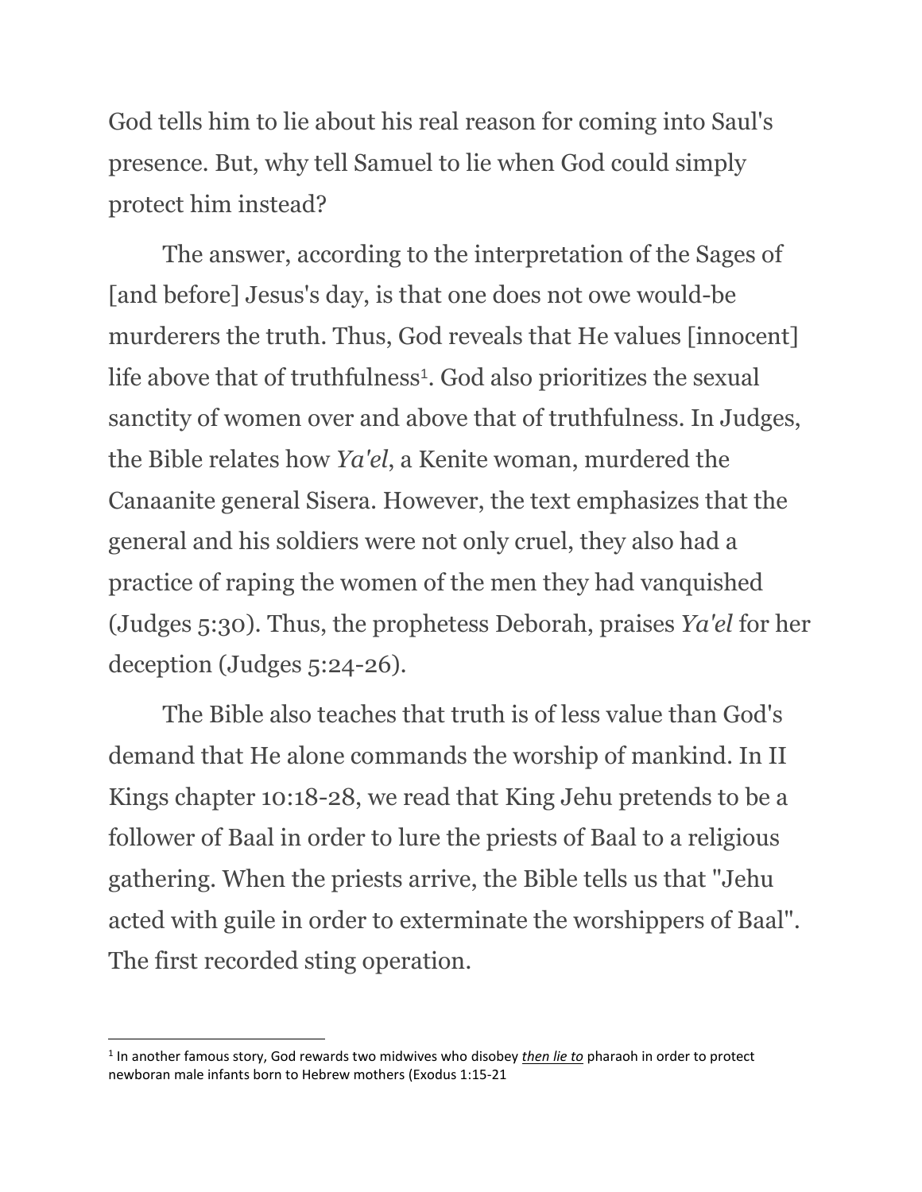God tells him to lie about his real reason for coming into Saul's presence. But, why tell Samuel to lie when God could simply protect him instead?

The answer, according to the interpretation of the Sages of [and before] Jesus's day, is that one does not owe would-be murderers the truth. Thus, God reveals that He values [innocent] life above that of truthfulness[1]. God also prioritizes the sexual sanctity of women over and above that of truthfulness. In Judges, the Bible relates how *Ya'el*, a Kenite woman, murdered the Canaanite general Sisera. However, the text emphasizes that the general and his soldiers were not only cruel, they also had a practice of raping the women of the men they had vanquished (Judges 5:30). Thus, the prophetess Deborah, praises *Ya'el* for her deception (Judges 5:24-26).

The Bible also teaches that truth is of less value than God's demand that He alone commands the worship of mankind. In II Kings chapter 10:18-28, we read that King Jehu pretends to be a follower of Baal in order to lure the priests of Baal to a religious gathering. When the priests arrive, the Bible tells us that "Jehu acted with guile in order to exterminate the worshippers of Baal". The first recorded sting operation.

---

[1] In another famous story, God rewards two midwives who disobey ***<u>then lie to</u>*** pharaoh in order to protect newboran male infants born to Hebrew mothers (Exodus 1:15-21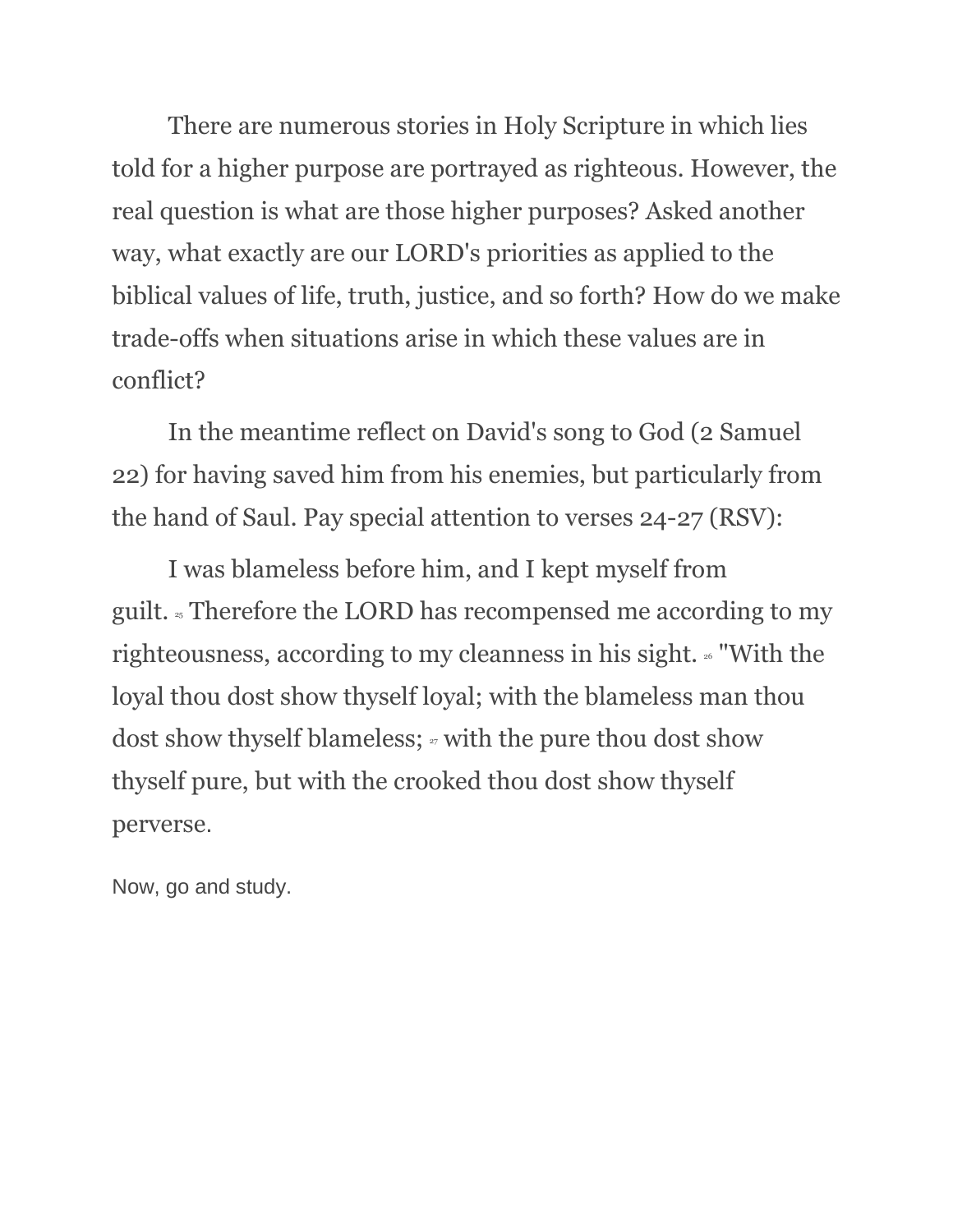There are numerous stories in Holy Scripture in which lies told for a higher purpose are portrayed as righteous. However, the real question is what are those higher purposes? Asked another way, what exactly are our LORD's priorities as applied to the biblical values of life, truth, justice, and so forth? How do we make trade-offs when situations arise in which these values are in conflict?

In the meantime reflect on David's song to God (2 Samuel 22) for having saved him from his enemies, but particularly from the hand of Saul. Pay special attention to verses 24-27 (RSV):

I was blameless before him, and I kept myself from guilt. [25] Therefore the LORD has recompensed me according to my righteousness, according to my cleanness in his sight. [26] "With the loyal thou dost show thyself loyal; with the blameless man thou dost show thyself blameless; [27] with the pure thou dost show thyself pure, but with the crooked thou dost show thyself perverse.

Now, go and study.